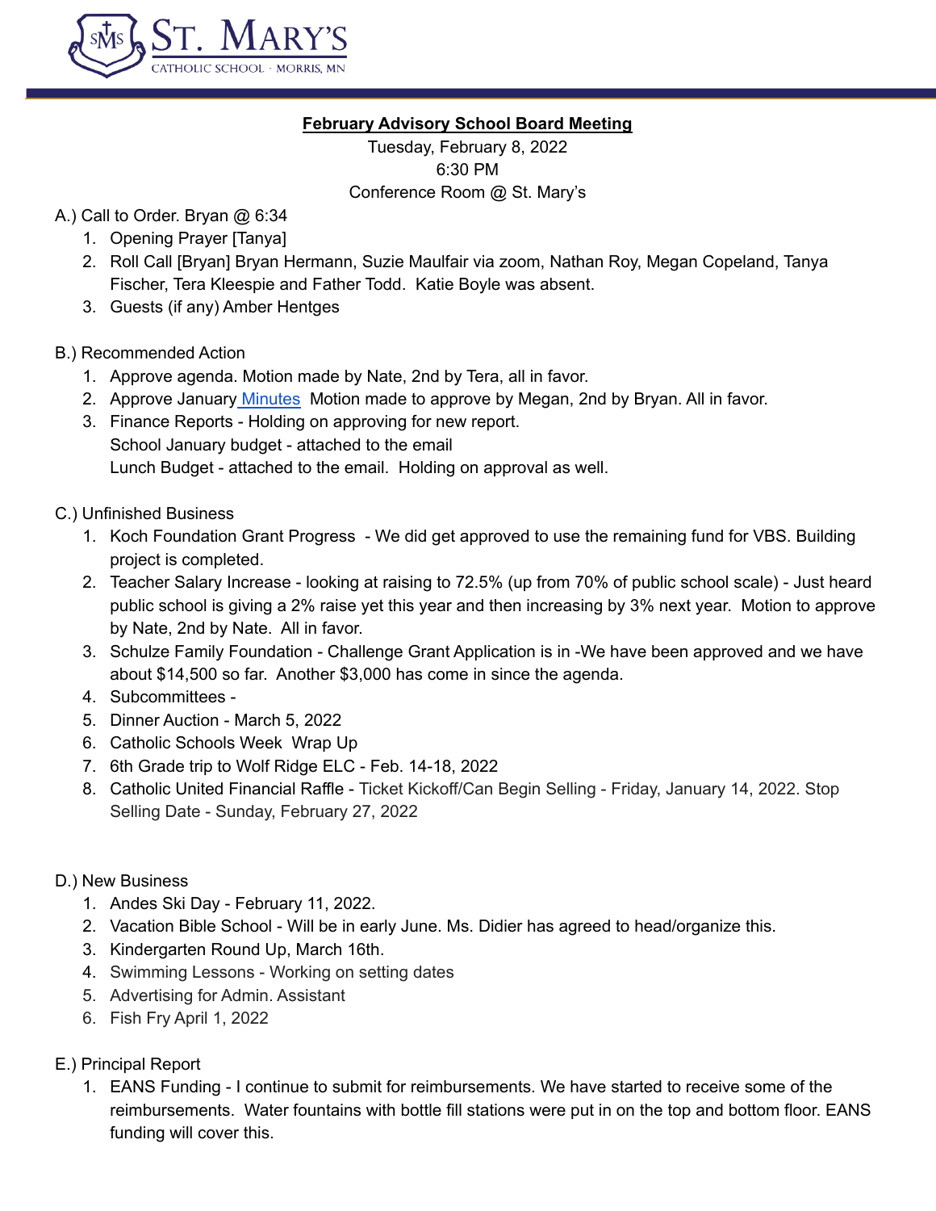**February Advisory School Board Meeting**

Tuesday, February 8, 2022
6:30 PM
Conference Room @ St. Mary's

A.) Call to Order. Bryan @ 6:34

1. Opening Prayer [Tanya]
2. Roll Call [Bryan] Bryan Hermann, Suzie Maulfair via zoom, Nathan Roy, Megan Copeland, Tanya Fischer, Tera Kleespie and Father Todd. Katie Boyle was absent.
3. Guests (if any) Amber Hentges

B.) Recommended Action

1. Approve agenda. Motion made by Nate, 2nd by Tera, all in favor.
2. Approve January Minutes Motion made to approve by Megan, 2nd by Bryan. All in favor.
3. Finance Reports - Holding on approving for new report.
   School January budget - attached to the email
   Lunch Budget - attached to the email. Holding on approval as well.

C.) Unfinished Business

1. Koch Foundation Grant Progress - We did get approved to use the remaining fund for VBS. Building project is completed.
2. Teacher Salary Increase - looking at raising to 72.5% (up from 70% of public school scale) - Just heard public school is giving a 2% raise yet this year and then increasing by 3% next year. Motion to approve by Nate, 2nd by Nate. All in favor.
3. Schulze Family Foundation - Challenge Grant Application is in -We have been approved and we have about $14,500 so far. Another $3,000 has come in since the agenda.
4. Subcommittees -
5. Dinner Auction - March 5, 2022
6. Catholic Schools Week Wrap Up
7. 6th Grade trip to Wolf Ridge ELC - Feb. 14-18, 2022
8. Catholic United Financial Raffle - Ticket Kickoff/Can Begin Selling - Friday, January 14, 2022. Stop Selling Date - Sunday, February 27, 2022

D.) New Business

1. Andes Ski Day - February 11, 2022.
2. Vacation Bible School - Will be in early June. Ms. Didier has agreed to head/organize this.
3. Kindergarten Round Up, March 16th.
4. Swimming Lessons - Working on setting dates
5. Advertising for Admin. Assistant
6. Fish Fry April 1, 2022

E.) Principal Report

1. EANS Funding - I continue to submit for reimbursements. We have started to receive some of the reimbursements. Water fountains with bottle fill stations were put in on the top and bottom floor. EANS funding will cover this.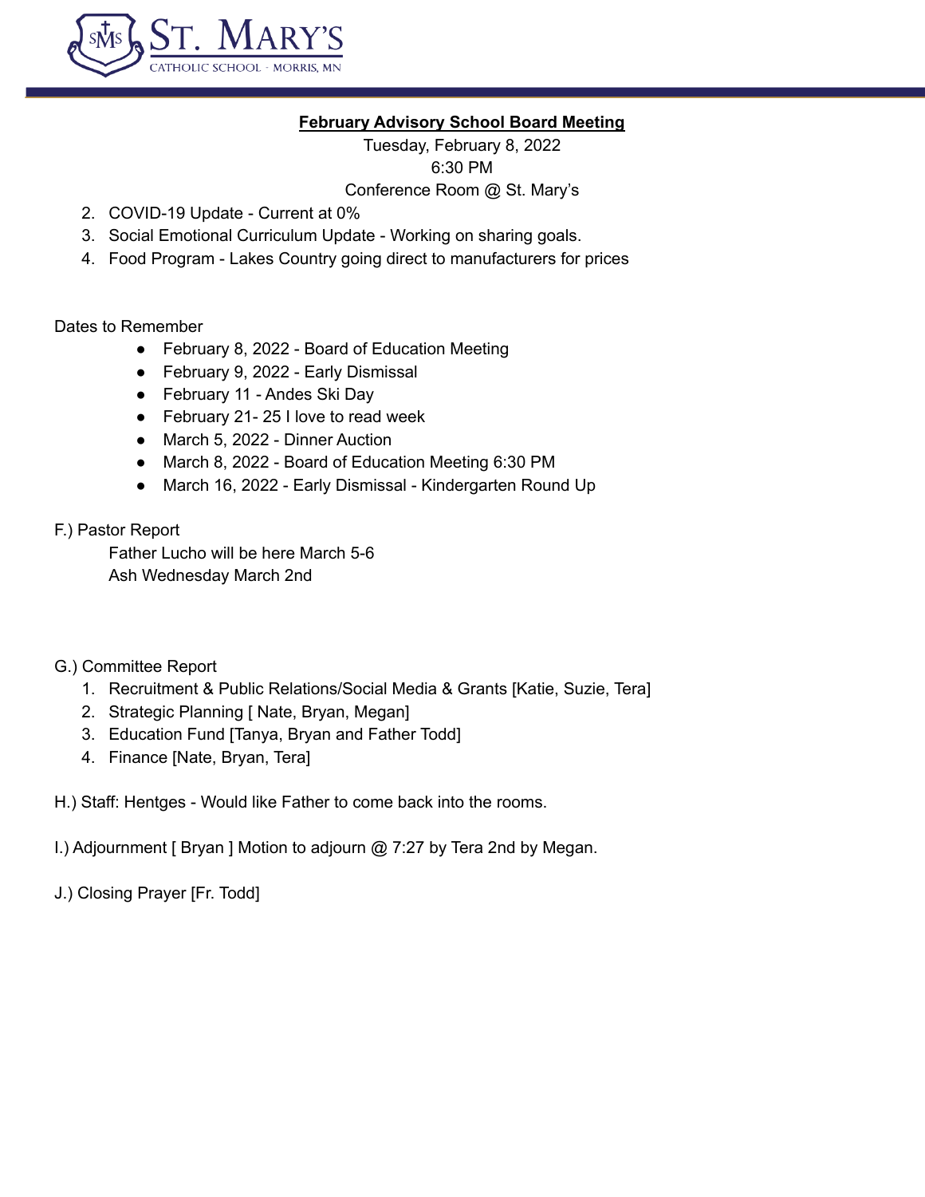**February Advisory School Board Meeting**

Tuesday, February 8, 2022

6:30 PM

Conference Room @ St. Mary's

2. COVID-19 Update - Current at 0%
3. Social Emotional Curriculum Update - Working on sharing goals.
4. Food Program - Lakes Country going direct to manufacturers for prices

Dates to Remember

- February 8, 2022 - Board of Education Meeting
- February 9, 2022 - Early Dismissal
- February 11 - Andes Ski Day
- February 21- 25 I love to read week
- March 5, 2022 - Dinner Auction
- March 8, 2022 - Board of Education Meeting 6:30 PM
- March 16, 2022 - Early Dismissal - Kindergarten Round Up

F.) Pastor Report

Father Lucho will be here March 5-6

Ash Wednesday March 2nd

G.) Committee Report

1. Recruitment & Public Relations/Social Media & Grants [Katie, Suzie, Tera]
2. Strategic Planning [ Nate, Bryan, Megan]
3. Education Fund [Tanya, Bryan and Father Todd]
4. Finance [Nate, Bryan, Tera]

H.) Staff: Hentges - Would like Father to come back into the rooms.

I.) Adjournment [ Bryan ] Motion to adjourn @ 7:27 by Tera 2nd by Megan.

J.) Closing Prayer [Fr. Todd]